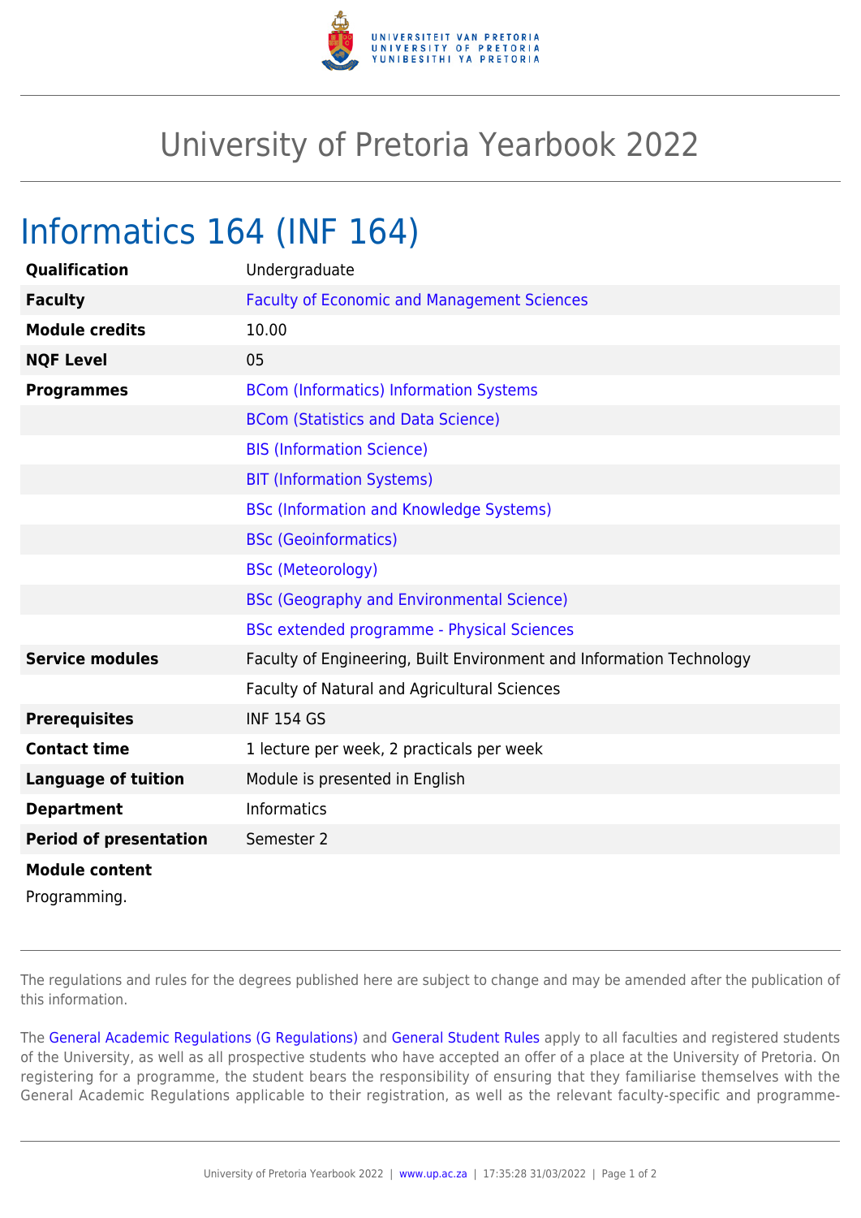# University of Pretoria Yearbook 2022

## Informatics 164 (INF 164)

| | |
|---|---|
| **Qualification** | Undergraduate |
| **Faculty** | Faculty of Economic and Management Sciences |
| **Module credits** | 10.00 |
| **NQF Level** | 05 |
| **Programmes** | BCom (Informatics) Information Systems |
| | BCom (Statistics and Data Science) |
| | BIS (Information Science) |
| | BIT (Information Systems) |
| | BSc (Information and Knowledge Systems) |
| | BSc (Geoinformatics) |
| | BSc (Meteorology) |
| | BSc (Geography and Environmental Science) |
| | BSc extended programme - Physical Sciences |
| **Service modules** | Faculty of Engineering, Built Environment and Information Technology |
| | Faculty of Natural and Agricultural Sciences |
| **Prerequisites** | INF 154 GS |
| **Contact time** | 1 lecture per week, 2 practicals per week |
| **Language of tuition** | Module is presented in English |
| **Department** | Informatics |
| **Period of presentation** | Semester 2 |

**Module content**

Programming.

The regulations and rules for the degrees published here are subject to change and may be amended after the publication of this information.

The General Academic Regulations (G Regulations) and General Student Rules apply to all faculties and registered students of the University, as well as all prospective students who have accepted an offer of a place at the University of Pretoria. On registering for a programme, the student bears the responsibility of ensuring that they familiarise themselves with the General Academic Regulations applicable to their registration, as well as the relevant faculty-specific and programme-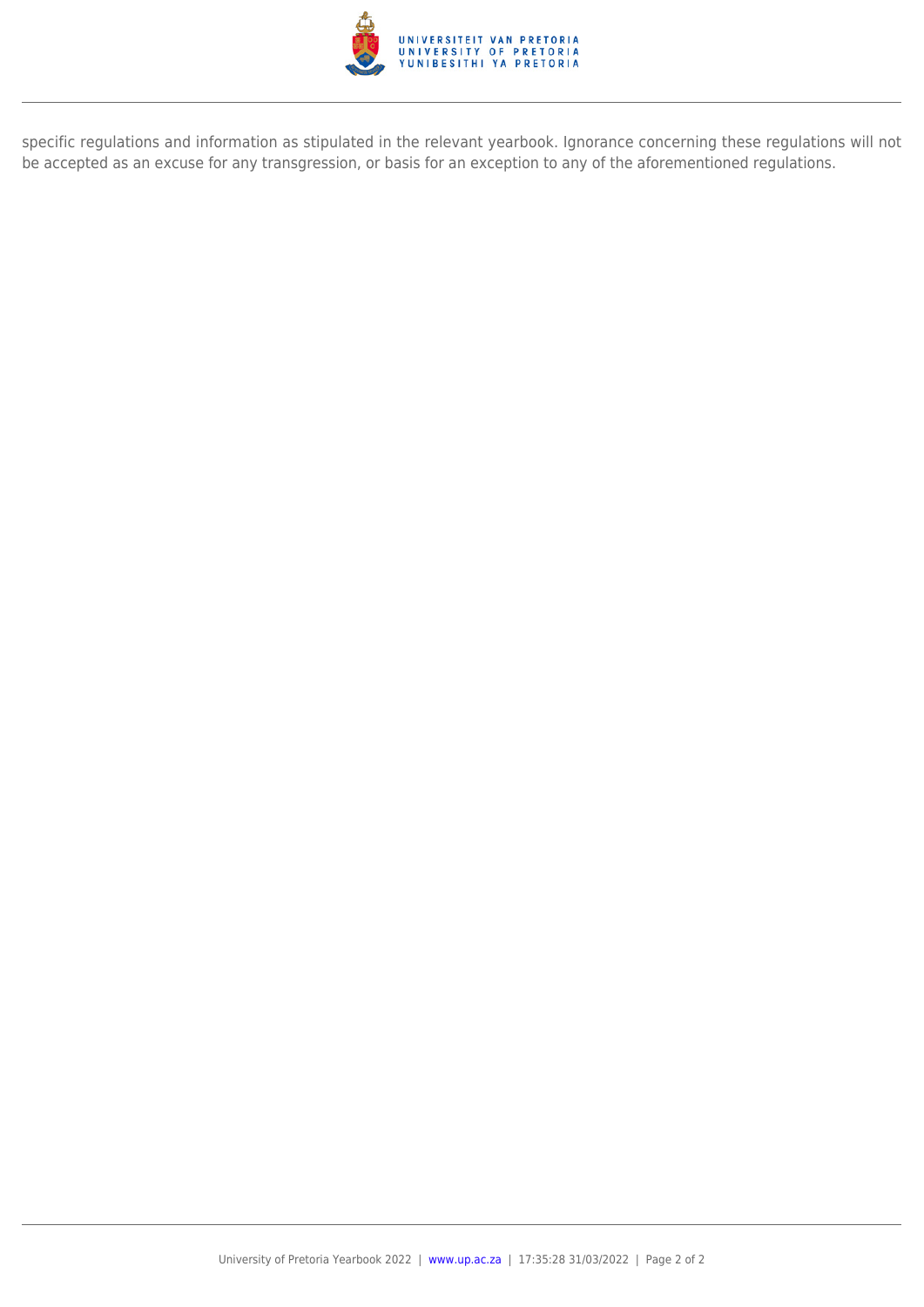specific regulations and information as stipulated in the relevant yearbook. Ignorance concerning these regulations will not be accepted as an excuse for any transgression, or basis for an exception to any of the aforementioned regulations.